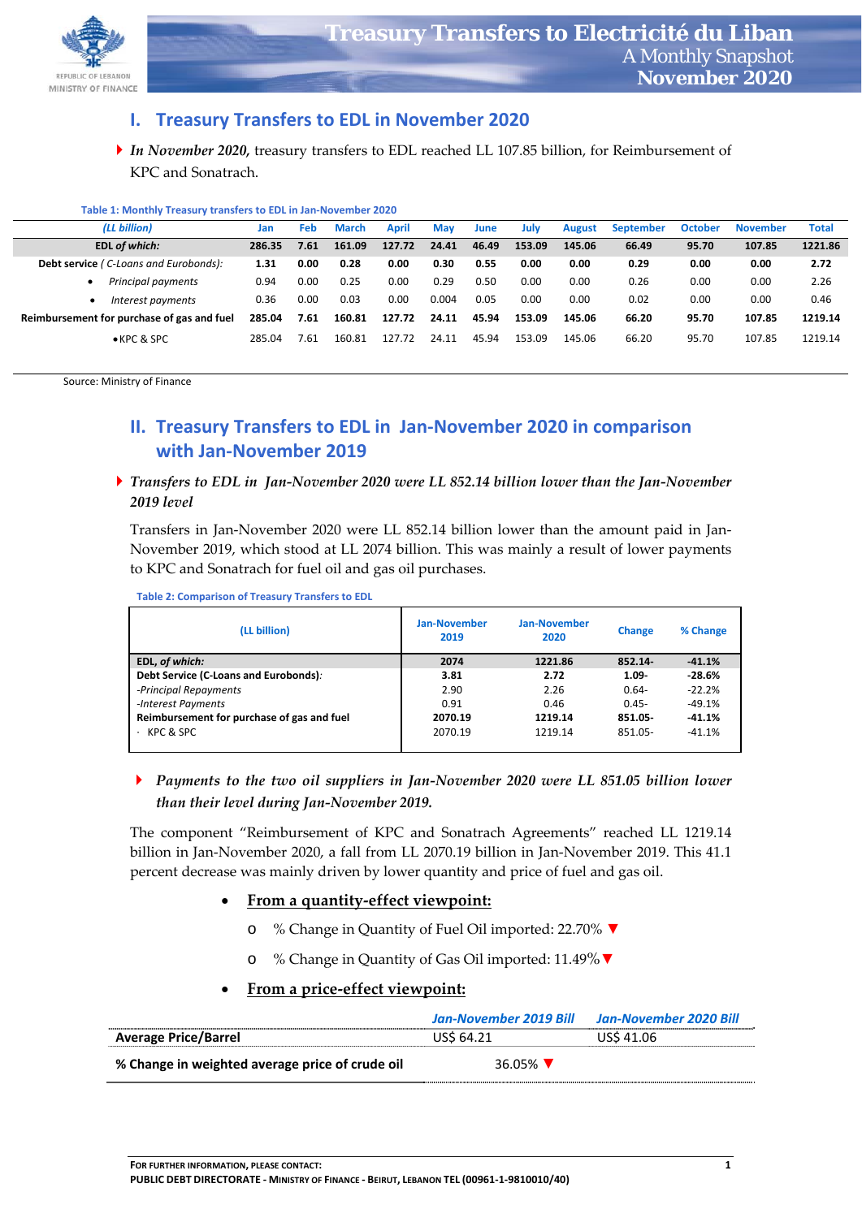# Treasury Transfers to Electricité du Liban

A Monthly Snapshot

**November 2020**

## I. Treasury Transfers to EDL in November 2020

- ***In November 2020,*** treasury transfers to EDL reached LL 107.85 billion, for Reimbursement of KPC and Sonatrach.

**Table 1: Monthly Treasury transfers to EDL in Jan-November 2020**

| *(LL billion)* | Jan | Feb | March | April | May | June | July | August | September | October | November | Total |
|---|---|---|---|---|---|---|---|---|---|---|---|---|
| **EDL *of which:*** | **286.35** | **7.61** | **161.09** | **127.72** | **24.41** | **46.49** | **153.09** | **145.06** | **66.49** | **95.70** | **107.85** | **1221.86** |
| **Debt service** *( C-Loans and Eurobonds):* | **1.31** | **0.00** | **0.28** | **0.00** | **0.30** | **0.55** | **0.00** | **0.00** | **0.29** | **0.00** | **0.00** | **2.72** |
| • *Principal payments* | 0.94 | 0.00 | 0.25 | 0.00 | 0.29 | 0.50 | 0.00 | 0.00 | 0.26 | 0.00 | 0.00 | 2.26 |
| • *Interest payments* | 0.36 | 0.00 | 0.03 | 0.00 | 0.004 | 0.05 | 0.00 | 0.00 | 0.02 | 0.00 | 0.00 | 0.46 |
| **Reimbursement for purchase of gas and fuel** | **285.04** | **7.61** | **160.81** | **127.72** | **24.11** | **45.94** | **153.09** | **145.06** | **66.20** | **95.70** | **107.85** | **1219.14** |
| • KPC & SPC | 285.04 | 7.61 | 160.81 | 127.72 | 24.11 | 45.94 | 153.09 | 145.06 | 66.20 | 95.70 | 107.85 | 1219.14 |

Source: Ministry of Finance

## II. Treasury Transfers to EDL in Jan-November 2020 in comparison with Jan-November 2019

- ***Transfers to EDL in Jan-November 2020 were LL 852.14 billion lower than the Jan-November 2019 level***

Transfers in Jan-November 2020 were LL 852.14 billion lower than the amount paid in Jan-November 2019, which stood at LL 2074 billion. This was mainly a result of lower payments to KPC and Sonatrach for fuel oil and gas oil purchases.

**Table 2: Comparison of Treasury Transfers to EDL**

| (LL billion) | Jan-November 2019 | Jan-November 2020 | Change | % Change |
|---|---|---|---|---|
| **EDL, *of which:*** | **2074** | **1221.86** | **852.14-** | **-41.1%** |
| **Debt Service (C-Loans and Eurobonds)***:* | **3.81** | **2.72** | **1.09-** | **-28.6%** |
| *-Principal Repayments* | 2.90 | 2.26 | 0.64- | -22.2% |
| *-Interest Payments* | 0.91 | 0.46 | 0.45- | -49.1% |
| **Reimbursement for purchase of gas and fuel** | **2070.19** | **1219.14** | **851.05-** | **-41.1%** |
| · KPC & SPC | 2070.19 | 1219.14 | 851.05- | -41.1% |

- ***Payments to the two oil suppliers in Jan-November 2020 were LL 851.05 billion lower than their level during Jan-November 2019.***

The component "Reimbursement of KPC and Sonatrach Agreements" reached LL 1219.14 billion in Jan-November 2020, a fall from LL 2070.19 billion in Jan-November 2019. This 41.1 percent decrease was mainly driven by lower quantity and price of fuel and gas oil.

- **From a quantity-effect viewpoint:**
  - % Change in Quantity of Fuel Oil imported: 22.70% ▼
  - % Change in Quantity of Gas Oil imported: 11.49%▼
- **From a price-effect viewpoint:**

| | *Jan-November 2019 Bill* | *Jan-November 2020 Bill* |
|---|---|---|
| **Average Price/Barrel** | US$ 64.21 | US$ 41.06 |
| **% Change in weighted average price of crude oil** | 36.05% ▼ | |

**For further information, please contact:**
**Public Debt Directorate - Ministry of Finance - Beirut, Lebanon TEL (00961-1-9810010/40)**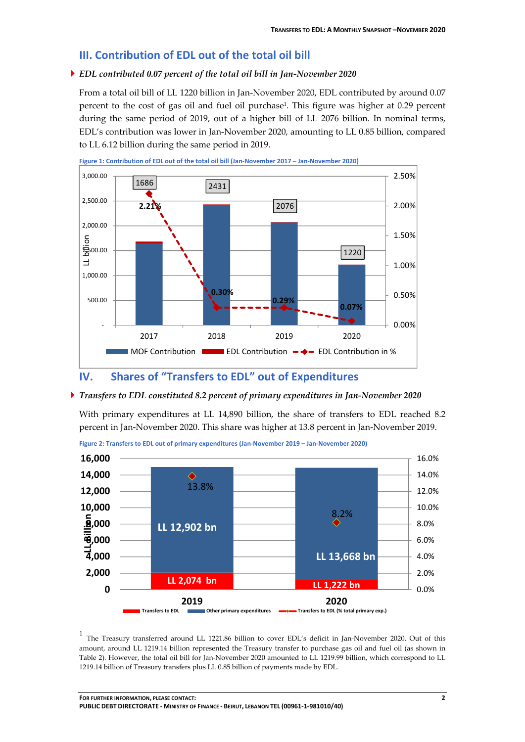## III. Contribution of EDL out of the total oil bill

*EDL contributed 0.07 percent of the total oil bill in Jan-November 2020*

From a total oil bill of LL 1220 billion in Jan-November 2020, EDL contributed by around 0.07 percent to the cost of gas oil and fuel oil purchase[1]. This figure was higher at 0.29 percent during the same period of 2019, out of a higher bill of LL 2076 billion. In nominal terms, EDL's contribution was lower in Jan-November 2020, amounting to LL 0.85 billion, compared to LL 6.12 billion during the same period in 2019.

Figure 1: Contribution of EDL out of the total oil bill (Jan-November 2017 – Jan-November 2020)

LL billion

3,000.00
2,500.00
2,000.00
1,500.00
1,000.00
500.00
-

2.50%
2.00%
1.50%
1.00%
0.50%
0.00%

1686
2431
2076
1220

2.21%
0.30%
0.29%
0.07%

2017
2018
2019
2020

MOF Contribution
EDL Contribution
EDL Contribution in %

## IV. Shares of "Transfers to EDL" out of Expenditures

*Transfers to EDL constituted 8.2 percent of primary expenditures in Jan-November 2020*

With primary expenditures at LL 14,890 billion, the share of transfers to EDL reached 8.2 percent in Jan-November 2020. This share was higher at 13.8 percent in Jan-November 2019.

Figure 2: Transfers to EDL out of primary expenditures (Jan-November 2019 – Jan-November 2020)

LL Billion

16,000
14,000
12,000
10,000
8,000
6,000
4,000
2,000
0

16.0%
14.0%
12.0%
10.0%
8.0%
6.0%
4.0%
2.0%
0.0%

13.8%
LL 12,902 bn
LL 2,074 bn

8.2%
LL 13,668 bn
LL 1,222 bn

2019
2020

Transfers to EDL
Other primary expenditures
Transfers to EDL (% total primary exp.)

[1] The Treasury transferred around LL 1221.86 billion to cover EDL's deficit in Jan-November 2020. Out of this amount, around LL 1219.14 billion represented the Treasury transfer to purchase gas oil and fuel oil (as shown in Table 2). However, the total oil bill for Jan-November 2020 amounted to LL 1219.99 billion, which correspond to LL 1219.14 billion of Treasury transfers plus LL 0.85 billion of payments made by EDL.

FOR FURTHER INFORMATION, PLEASE CONTACT:
PUBLIC DEBT DIRECTORATE - MINISTRY OF FINANCE - BEIRUT, LEBANON TEL (00961-1-981010/40)